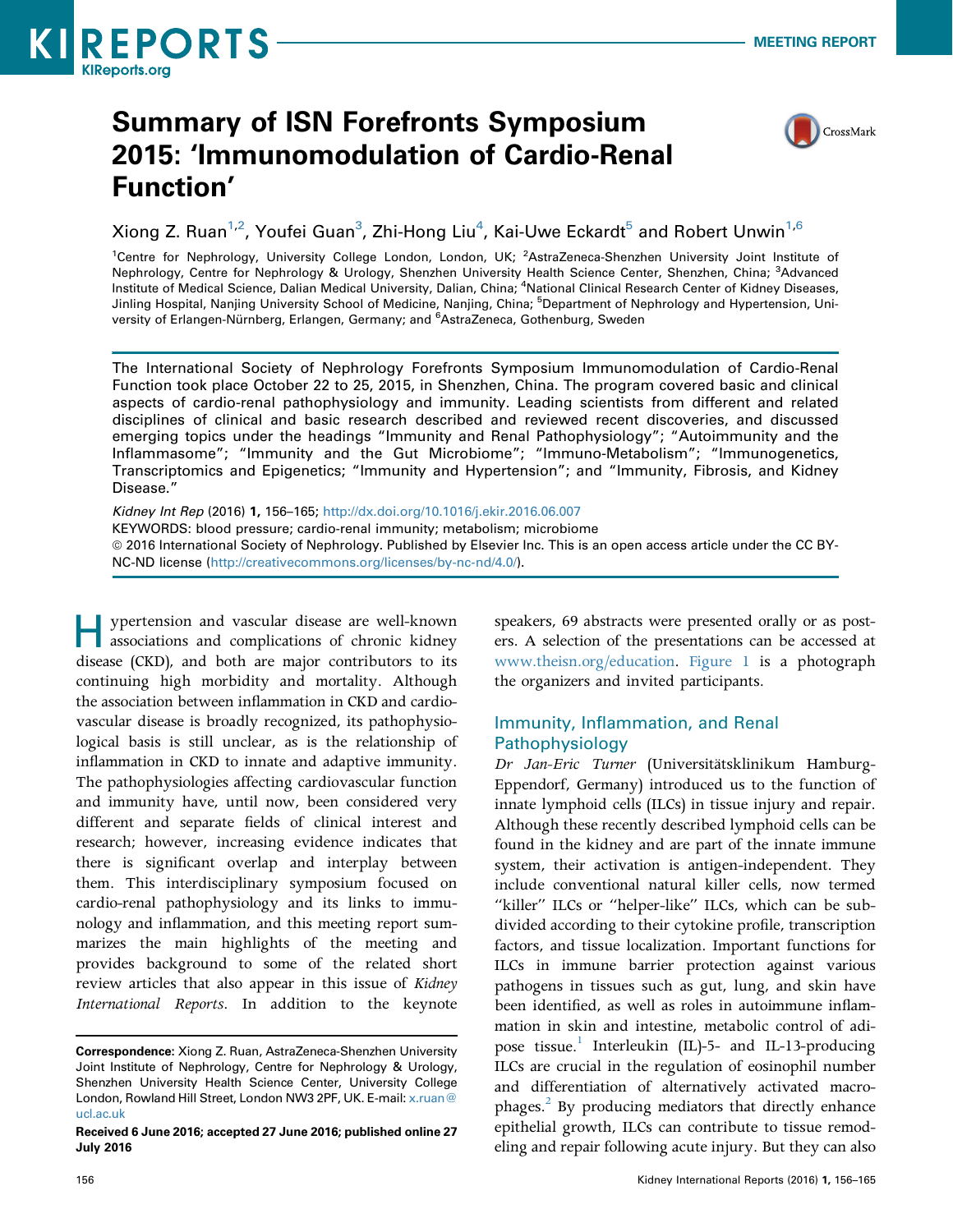# Summary of ISN Forefronts Symposium 2015: 'Immunomodulation of Cardio-Renal Function'

Xiong Z. Ruan[1,2], Youfei Guan[3], Zhi-Hong Liu[4], Kai-Uwe Eckardt[5] and Robert Unwin[1,6]

[1]Centre for Nephrology, University College London, London, UK; [2]AstraZeneca-Shenzhen University Joint Institute of Nephrology, Centre for Nephrology & Urology, Shenzhen University Health Science Center, Shenzhen, China; [3]Advanced Institute of Medical Science, Dalian Medical University, Dalian, China; [4]National Clinical Research Center of Kidney Diseases, Jinling Hospital, Nanjing University School of Medicine, Nanjing, China; [5]Department of Nephrology and Hypertension, University of Erlangen-Nürnberg, Erlangen, Germany; and [6]AstraZeneca, Gothenburg, Sweden

The International Society of Nephrology Forefronts Symposium Immunomodulation of Cardio-Renal Function took place October 22 to 25, 2015, in Shenzhen, China. The program covered basic and clinical aspects of cardio-renal pathophysiology and immunity. Leading scientists from different and related disciplines of clinical and basic research described and reviewed recent discoveries, and discussed emerging topics under the headings "Immunity and Renal Pathophysiology"; "Autoimmunity and the Inflammasome"; "Immunity and the Gut Microbiome"; "Immuno-Metabolism"; "Immunogenetics, Transcriptomics and Epigenetics; "Immunity and Hypertension"; and "Immunity, Fibrosis, and Kidney Disease."

*Kidney Int Rep* (2016) **1**, 156–165; http://dx.doi.org/10.1016/j.ekir.2016.06.007

KEYWORDS: blood pressure; cardio-renal immunity; metabolism; microbiome

© 2016 International Society of Nephrology. Published by Elsevier Inc. This is an open access article under the CC BY-NC-ND license (http://creativecommons.org/licenses/by-nc-nd/4.0/).

Hypertension and vascular disease are well-known associations and complications of chronic kidney disease (CKD), and both are major contributors to its continuing high morbidity and mortality. Although the association between inflammation in CKD and cardiovascular disease is broadly recognized, its pathophysiological basis is still unclear, as is the relationship of inflammation in CKD to innate and adaptive immunity. The pathophysiologies affecting cardiovascular function and immunity have, until now, been considered very different and separate fields of clinical interest and research; however, increasing evidence indicates that there is significant overlap and interplay between them. This interdisciplinary symposium focused on cardio-renal pathophysiology and its links to immunology and inflammation, and this meeting report summarizes the main highlights of the meeting and provides background to some of the related short review articles that also appear in this issue of *Kidney International Reports*. In addition to the keynote speakers, 69 abstracts were presented orally or as posters. A selection of the presentations can be accessed at www.theisn.org/education. Figure 1 is a photograph the organizers and invited participants.

## Immunity, Inflammation, and Renal Pathophysiology

*Dr Jan-Eric Turner* (Universitätsklinikum Hamburg-Eppendorf, Germany) introduced us to the function of innate lymphoid cells (ILCs) in tissue injury and repair. Although these recently described lymphoid cells can be found in the kidney and are part of the innate immune system, their activation is antigen-independent. They include conventional natural killer cells, now termed "killer" ILCs or "helper-like" ILCs, which can be subdivided according to their cytokine profile, transcription factors, and tissue localization. Important functions for ILCs in immune barrier protection against various pathogens in tissues such as gut, lung, and skin have been identified, as well as roles in autoimmune inflammation in skin and intestine, metabolic control of adipose tissue.[1] Interleukin (IL)-5- and IL-13-producing ILCs are crucial in the regulation of eosinophil number and differentiation of alternatively activated macrophages.[2] By producing mediators that directly enhance epithelial growth, ILCs can contribute to tissue remodeling and repair following acute injury. But they can also

**Correspondence**: Xiong Z. Ruan, AstraZeneca-Shenzhen University Joint Institute of Nephrology, Centre for Nephrology & Urology, Shenzhen University Health Science Center, University College London, Rowland Hill Street, London NW3 2PF, UK. E-mail: x.ruan@ucl.ac.uk

**Received 6 June 2016; accepted 27 June 2016; published online 27 July 2016**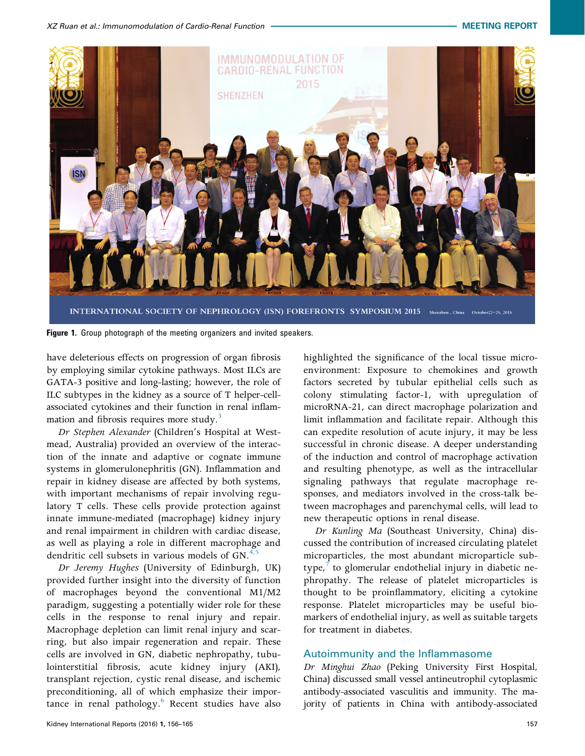Figure 1. Group photograph of the meeting organizers and invited speakers.

have deleterious effects on progression of organ fibrosis by employing similar cytokine pathways. Most ILCs are GATA-3 positive and long-lasting; however, the role of ILC subtypes in the kidney as a source of T helper-cell-associated cytokines and their function in renal inflammation and fibrosis requires more study.[3]

*Dr Stephen Alexander* (Children's Hospital at Westmead, Australia) provided an overview of the interaction of the innate and adaptive or cognate immune systems in glomerulonephritis (GN). Inflammation and repair in kidney disease are affected by both systems, with important mechanisms of repair involving regulatory T cells. These cells provide protection against innate immune-mediated (macrophage) kidney injury and renal impairment in children with cardiac disease, as well as playing a role in different macrophage and dendritic cell subsets in various models of GN.[4,5]

*Dr Jeremy Hughes* (University of Edinburgh, UK) provided further insight into the diversity of function of macrophages beyond the conventional M1/M2 paradigm, suggesting a potentially wider role for these cells in the response to renal injury and repair. Macrophage depletion can limit renal injury and scarring, but also impair regeneration and repair. These cells are involved in GN, diabetic nephropathy, tubulointerstitial fibrosis, acute kidney injury (AKI), transplant rejection, cystic renal disease, and ischemic preconditioning, all of which emphasize their importance in renal pathology.[6] Recent studies have also highlighted the significance of the local tissue microenvironment: Exposure to chemokines and growth factors secreted by tubular epithelial cells such as colony stimulating factor-1, with upregulation of microRNA-21, can direct macrophage polarization and limit inflammation and facilitate repair. Although this can expedite resolution of acute injury, it may be less successful in chronic disease. A deeper understanding of the induction and control of macrophage activation and resulting phenotype, as well as the intracellular signaling pathways that regulate macrophage responses, and mediators involved in the cross-talk between macrophages and parenchymal cells, will lead to new therapeutic options in renal disease.

*Dr Kunling Ma* (Southeast University, China) discussed the contribution of increased circulating platelet microparticles, the most abundant microparticle subtype,[7] to glomerular endothelial injury in diabetic nephropathy. The release of platelet microparticles is thought to be proinflammatory, eliciting a cytokine response. Platelet microparticles may be useful biomarkers of endothelial injury, as well as suitable targets for treatment in diabetes.

## Autoimmunity and the Inflammasome

*Dr Minghui Zhao* (Peking University First Hospital, China) discussed small vessel antineutrophil cytoplasmic antibody-associated vasculitis and immunity. The majority of patients in China with antibody-associated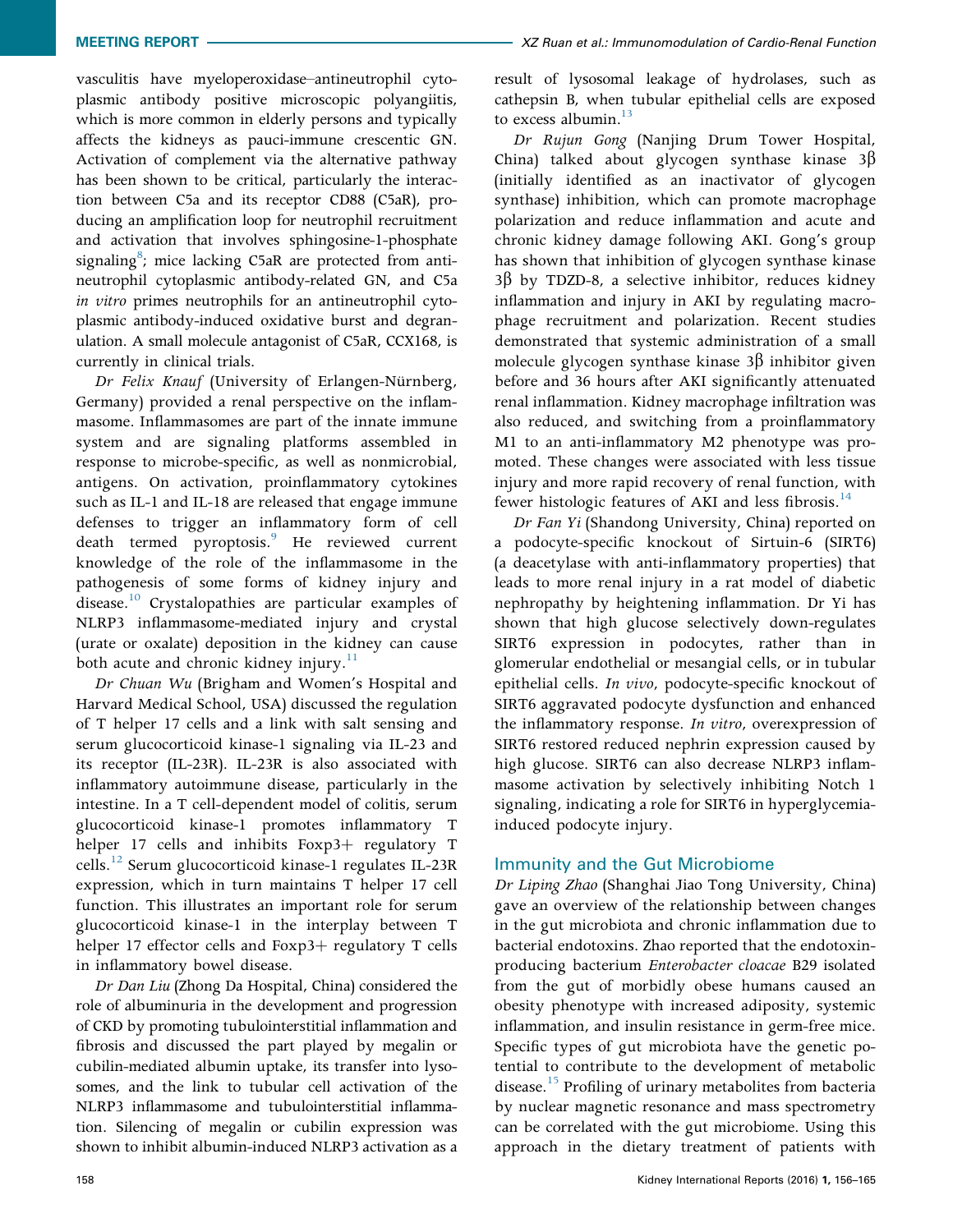vasculitis have myeloperoxidase–antineutrophil cytoplasmic antibody positive microscopic polyangiitis, which is more common in elderly persons and typically affects the kidneys as pauci-immune crescentic GN. Activation of complement via the alternative pathway has been shown to be critical, particularly the interaction between C5a and its receptor CD88 (C5aR), producing an amplification loop for neutrophil recruitment and activation that involves sphingosine-1-phosphate signaling[8]; mice lacking C5aR are protected from antineutrophil cytoplasmic antibody-related GN, and C5a *in vitro* primes neutrophils for an antineutrophil cytoplasmic antibody-induced oxidative burst and degranulation. A small molecule antagonist of C5aR, CCX168, is currently in clinical trials.

*Dr Felix Knauf* (University of Erlangen-Nürnberg, Germany) provided a renal perspective on the inflammasome. Inflammasomes are part of the innate immune system and are signaling platforms assembled in response to microbe-specific, as well as nonmicrobial, antigens. On activation, proinflammatory cytokines such as IL-1 and IL-18 are released that engage immune defenses to trigger an inflammatory form of cell death termed pyroptosis.[9] He reviewed current knowledge of the role of the inflammasome in the pathogenesis of some forms of kidney injury and disease.[10] Crystalopathies are particular examples of NLRP3 inflammasome-mediated injury and crystal (urate or oxalate) deposition in the kidney can cause both acute and chronic kidney injury.[11]

*Dr Chuan Wu* (Brigham and Women's Hospital and Harvard Medical School, USA) discussed the regulation of T helper 17 cells and a link with salt sensing and serum glucocorticoid kinase-1 signaling via IL-23 and its receptor (IL-23R). IL-23R is also associated with inflammatory autoimmune disease, particularly in the intestine. In a T cell-dependent model of colitis, serum glucocorticoid kinase-1 promotes inflammatory T helper 17 cells and inhibits Foxp3+ regulatory T cells.[12] Serum glucocorticoid kinase-1 regulates IL-23R expression, which in turn maintains T helper 17 cell function. This illustrates an important role for serum glucocorticoid kinase-1 in the interplay between T helper 17 effector cells and Foxp3+ regulatory T cells in inflammatory bowel disease.

*Dr Dan Liu* (Zhong Da Hospital, China) considered the role of albuminuria in the development and progression of CKD by promoting tubulointerstitial inflammation and fibrosis and discussed the part played by megalin or cubilin-mediated albumin uptake, its transfer into lysosomes, and the link to tubular cell activation of the NLRP3 inflammasome and tubulointerstitial inflammation. Silencing of megalin or cubilin expression was shown to inhibit albumin-induced NLRP3 activation as a result of lysosomal leakage of hydrolases, such as cathepsin B, when tubular epithelial cells are exposed to excess albumin.[13]

*Dr Rujun Gong* (Nanjing Drum Tower Hospital, China) talked about glycogen synthase kinase 3β (initially identified as an inactivator of glycogen synthase) inhibition, which can promote macrophage polarization and reduce inflammation and acute and chronic kidney damage following AKI. Gong's group has shown that inhibition of glycogen synthase kinase 3β by TDZD-8, a selective inhibitor, reduces kidney inflammation and injury in AKI by regulating macrophage recruitment and polarization. Recent studies demonstrated that systemic administration of a small molecule glycogen synthase kinase 3β inhibitor given before and 36 hours after AKI significantly attenuated renal inflammation. Kidney macrophage infiltration was also reduced, and switching from a proinflammatory M1 to an anti-inflammatory M2 phenotype was promoted. These changes were associated with less tissue injury and more rapid recovery of renal function, with fewer histologic features of AKI and less fibrosis.[14]

*Dr Fan Yi* (Shandong University, China) reported on a podocyte-specific knockout of Sirtuin-6 (SIRT6) (a deacetylase with anti-inflammatory properties) that leads to more renal injury in a rat model of diabetic nephropathy by heightening inflammation. Dr Yi has shown that high glucose selectively down-regulates SIRT6 expression in podocytes, rather than in glomerular endothelial or mesangial cells, or in tubular epithelial cells. *In vivo*, podocyte-specific knockout of SIRT6 aggravated podocyte dysfunction and enhanced the inflammatory response. *In vitro*, overexpression of SIRT6 restored reduced nephrin expression caused by high glucose. SIRT6 can also decrease NLRP3 inflammasome activation by selectively inhibiting Notch 1 signaling, indicating a role for SIRT6 in hyperglycemia-induced podocyte injury.

## Immunity and the Gut Microbiome

*Dr Liping Zhao* (Shanghai Jiao Tong University, China) gave an overview of the relationship between changes in the gut microbiota and chronic inflammation due to bacterial endotoxins. Zhao reported that the endotoxin-producing bacterium *Enterobacter cloacae* B29 isolated from the gut of morbidly obese humans caused an obesity phenotype with increased adiposity, systemic inflammation, and insulin resistance in germ-free mice. Specific types of gut microbiota have the genetic potential to contribute to the development of metabolic disease.[15] Profiling of urinary metabolites from bacteria by nuclear magnetic resonance and mass spectrometry can be correlated with the gut microbiome. Using this approach in the dietary treatment of patients with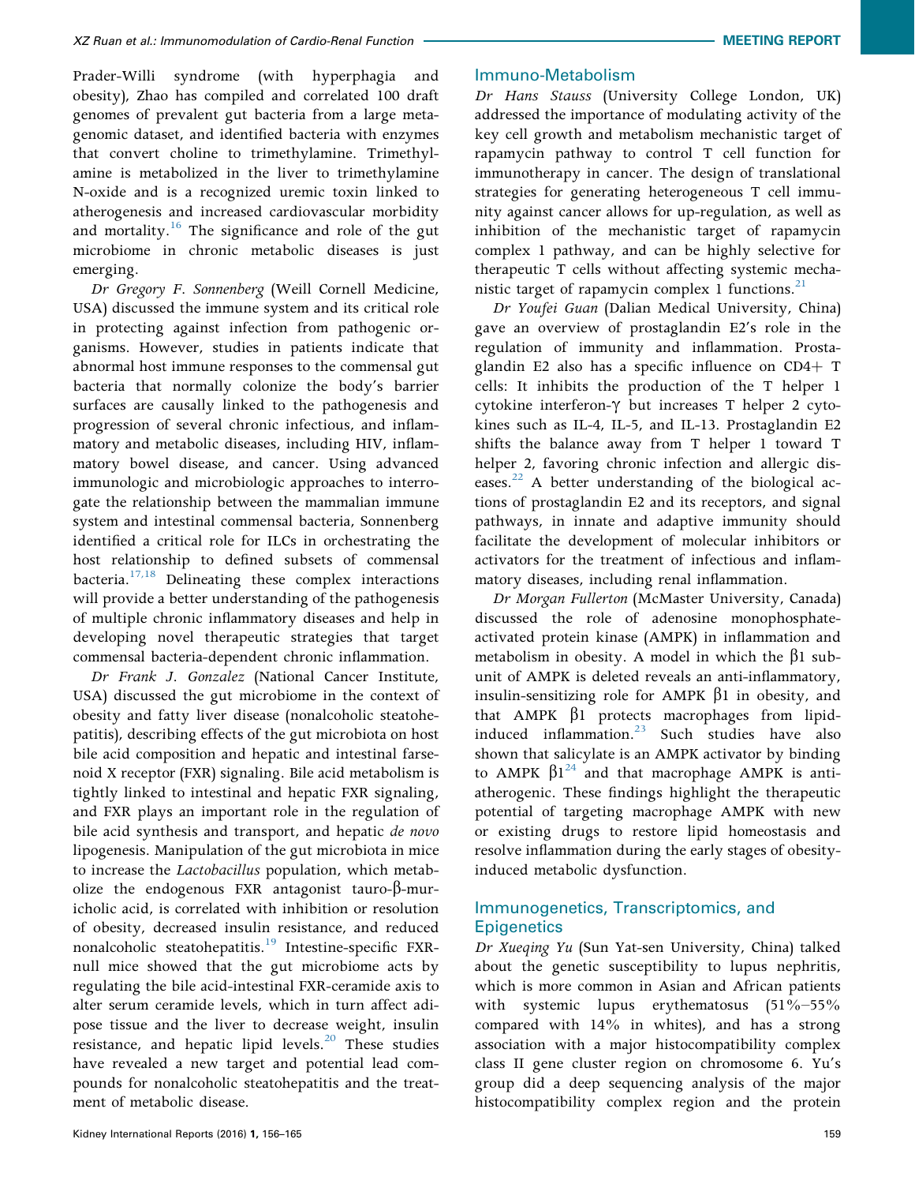Prader-Willi syndrome (with hyperphagia and obesity), Zhao has compiled and correlated 100 draft genomes of prevalent gut bacteria from a large metagenomic dataset, and identified bacteria with enzymes that convert choline to trimethylamine. Trimethylamine is metabolized in the liver to trimethylamine N-oxide and is a recognized uremic toxin linked to atherogenesis and increased cardiovascular morbidity and mortality.[16] The significance and role of the gut microbiome in chronic metabolic diseases is just emerging.

*Dr Gregory F. Sonnenberg* (Weill Cornell Medicine, USA) discussed the immune system and its critical role in protecting against infection from pathogenic organisms. However, studies in patients indicate that abnormal host immune responses to the commensal gut bacteria that normally colonize the body's barrier surfaces are causally linked to the pathogenesis and progression of several chronic infectious, and inflammatory and metabolic diseases, including HIV, inflammatory bowel disease, and cancer. Using advanced immunologic and microbiologic approaches to interrogate the relationship between the mammalian immune system and intestinal commensal bacteria, Sonnenberg identified a critical role for ILCs in orchestrating the host relationship to defined subsets of commensal bacteria.[17,18] Delineating these complex interactions will provide a better understanding of the pathogenesis of multiple chronic inflammatory diseases and help in developing novel therapeutic strategies that target commensal bacteria-dependent chronic inflammation.

*Dr Frank J. Gonzalez* (National Cancer Institute, USA) discussed the gut microbiome in the context of obesity and fatty liver disease (nonalcoholic steatohepatitis), describing effects of the gut microbiota on host bile acid composition and hepatic and intestinal farnesoid X receptor (FXR) signaling. Bile acid metabolism is tightly linked to intestinal and hepatic FXR signaling, and FXR plays an important role in the regulation of bile acid synthesis and transport, and hepatic *de novo* lipogenesis. Manipulation of the gut microbiota in mice to increase the *Lactobacillus* population, which metabolize the endogenous FXR antagonist tauro-β-muricholic acid, is correlated with inhibition or resolution of obesity, decreased insulin resistance, and reduced nonalcoholic steatohepatitis.[19] Intestine-specific FXR-null mice showed that the gut microbiome acts by regulating the bile acid-intestinal FXR-ceramide axis to alter serum ceramide levels, which in turn affect adipose tissue and the liver to decrease weight, insulin resistance, and hepatic lipid levels.[20] These studies have revealed a new target and potential lead compounds for nonalcoholic steatohepatitis and the treatment of metabolic disease.

## Immuno-Metabolism

*Dr Hans Stauss* (University College London, UK) addressed the importance of modulating activity of the key cell growth and metabolism mechanistic target of rapamycin pathway to control T cell function for immunotherapy in cancer. The design of translational strategies for generating heterogeneous T cell immunity against cancer allows for up-regulation, as well as inhibition of the mechanistic target of rapamycin complex 1 pathway, and can be highly selective for therapeutic T cells without affecting systemic mechanistic target of rapamycin complex 1 functions.[21]

*Dr Youfei Guan* (Dalian Medical University, China) gave an overview of prostaglandin E2's role in the regulation of immunity and inflammation. Prostaglandin E2 also has a specific influence on CD4+ T cells: It inhibits the production of the T helper 1 cytokine interferon-γ but increases T helper 2 cytokines such as IL-4, IL-5, and IL-13. Prostaglandin E2 shifts the balance away from T helper 1 toward T helper 2, favoring chronic infection and allergic diseases.[22] A better understanding of the biological actions of prostaglandin E2 and its receptors, and signal pathways, in innate and adaptive immunity should facilitate the development of molecular inhibitors or activators for the treatment of infectious and inflammatory diseases, including renal inflammation.

*Dr Morgan Fullerton* (McMaster University, Canada) discussed the role of adenosine monophosphate-activated protein kinase (AMPK) in inflammation and metabolism in obesity. A model in which the β1 subunit of AMPK is deleted reveals an anti-inflammatory, insulin-sensitizing role for AMPK β1 in obesity, and that AMPK β1 protects macrophages from lipid-induced inflammation.[23] Such studies have also shown that salicylate is an AMPK activator by binding to AMPK β1[24] and that macrophage AMPK is anti-atherogenic. These findings highlight the therapeutic potential of targeting macrophage AMPK with new or existing drugs to restore lipid homeostasis and resolve inflammation during the early stages of obesity-induced metabolic dysfunction.

## Immunogenetics, Transcriptomics, and Epigenetics

*Dr Xueqing Yu* (Sun Yat-sen University, China) talked about the genetic susceptibility to lupus nephritis, which is more common in Asian and African patients with systemic lupus erythematosus (51%–55% compared with 14% in whites), and has a strong association with a major histocompatibility complex class II gene cluster region on chromosome 6. Yu's group did a deep sequencing analysis of the major histocompatibility complex region and the protein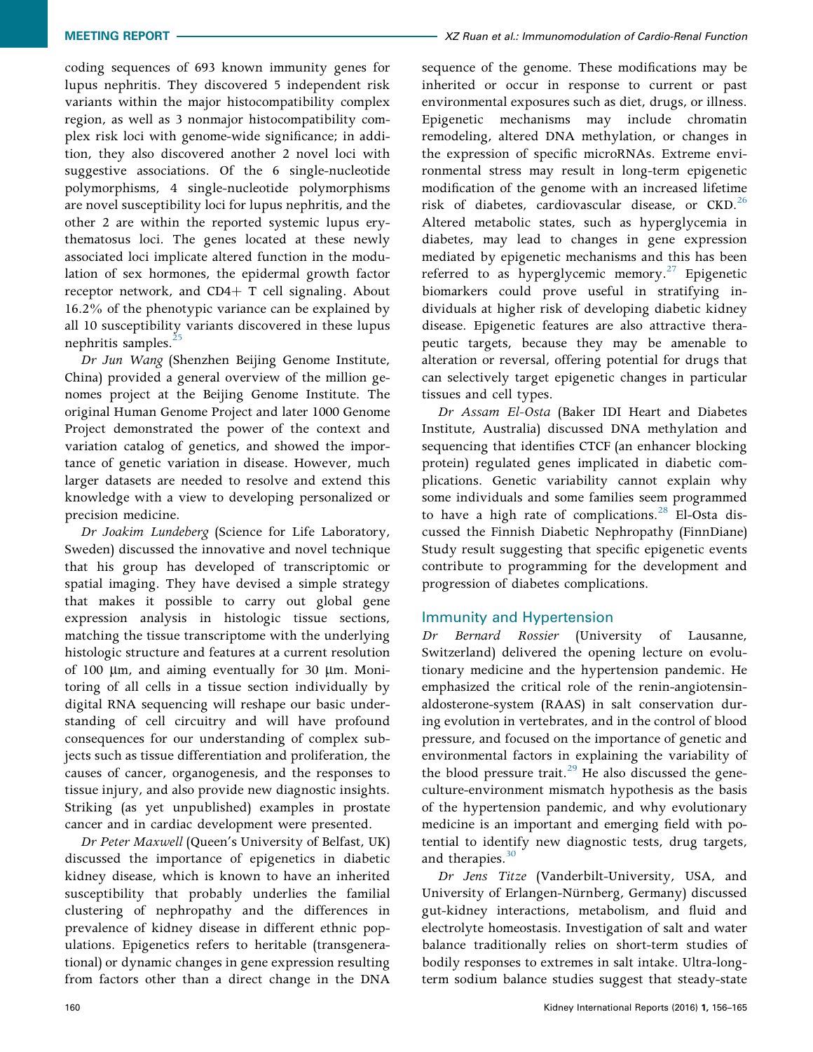coding sequences of 693 known immunity genes for lupus nephritis. They discovered 5 independent risk variants within the major histocompatibility complex region, as well as 3 nonmajor histocompatibility complex risk loci with genome-wide significance; in addition, they also discovered another 2 novel loci with suggestive associations. Of the 6 single-nucleotide polymorphisms, 4 single-nucleotide polymorphisms are novel susceptibility loci for lupus nephritis, and the other 2 are within the reported systemic lupus erythematosus loci. The genes located at these newly associated loci implicate altered function in the modulation of sex hormones, the epidermal growth factor receptor network, and CD4+ T cell signaling. About 16.2% of the phenotypic variance can be explained by all 10 susceptibility variants discovered in these lupus nephritis samples.[25]

*Dr Jun Wang* (Shenzhen Beijing Genome Institute, China) provided a general overview of the million genomes project at the Beijing Genome Institute. The original Human Genome Project and later 1000 Genome Project demonstrated the power of the context and variation catalog of genetics, and showed the importance of genetic variation in disease. However, much larger datasets are needed to resolve and extend this knowledge with a view to developing personalized or precision medicine.

*Dr Joakim Lundeberg* (Science for Life Laboratory, Sweden) discussed the innovative and novel technique that his group has developed of transcriptomic or spatial imaging. They have devised a simple strategy that makes it possible to carry out global gene expression analysis in histologic tissue sections, matching the tissue transcriptome with the underlying histologic structure and features at a current resolution of 100 μm, and aiming eventually for 30 μm. Monitoring of all cells in a tissue section individually by digital RNA sequencing will reshape our basic understanding of cell circuitry and will have profound consequences for our understanding of complex subjects such as tissue differentiation and proliferation, the causes of cancer, organogenesis, and the responses to tissue injury, and also provide new diagnostic insights. Striking (as yet unpublished) examples in prostate cancer and in cardiac development were presented.

*Dr Peter Maxwell* (Queen's University of Belfast, UK) discussed the importance of epigenetics in diabetic kidney disease, which is known to have an inherited susceptibility that probably underlies the familial clustering of nephropathy and the differences in prevalence of kidney disease in different ethnic populations. Epigenetics refers to heritable (transgenerational) or dynamic changes in gene expression resulting from factors other than a direct change in the DNA sequence of the genome. These modifications may be inherited or occur in response to current or past environmental exposures such as diet, drugs, or illness. Epigenetic mechanisms may include chromatin remodeling, altered DNA methylation, or changes in the expression of specific microRNAs. Extreme environmental stress may result in long-term epigenetic modification of the genome with an increased lifetime risk of diabetes, cardiovascular disease, or CKD.[26] Altered metabolic states, such as hyperglycemia in diabetes, may lead to changes in gene expression mediated by epigenetic mechanisms and this has been referred to as hyperglycemic memory.[27] Epigenetic biomarkers could prove useful in stratifying individuals at higher risk of developing diabetic kidney disease. Epigenetic features are also attractive therapeutic targets, because they may be amenable to alteration or reversal, offering potential for drugs that can selectively target epigenetic changes in particular tissues and cell types.

*Dr Assam El-Osta* (Baker IDI Heart and Diabetes Institute, Australia) discussed DNA methylation and sequencing that identifies CTCF (an enhancer blocking protein) regulated genes implicated in diabetic complications. Genetic variability cannot explain why some individuals and some families seem programmed to have a high rate of complications.[28] El-Osta discussed the Finnish Diabetic Nephropathy (FinnDiane) Study result suggesting that specific epigenetic events contribute to programming for the development and progression of diabetes complications.

## Immunity and Hypertension

*Dr Bernard Rossier* (University of Lausanne, Switzerland) delivered the opening lecture on evolutionary medicine and the hypertension pandemic. He emphasized the critical role of the renin-angiotensin-aldosterone-system (RAAS) in salt conservation during evolution in vertebrates, and in the control of blood pressure, and focused on the importance of genetic and environmental factors in explaining the variability of the blood pressure trait.[29] He also discussed the gene-culture-environment mismatch hypothesis as the basis of the hypertension pandemic, and why evolutionary medicine is an important and emerging field with potential to identify new diagnostic tests, drug targets, and therapies.[30]

*Dr Jens Titze* (Vanderbilt-University, USA, and University of Erlangen-Nürnberg, Germany) discussed gut-kidney interactions, metabolism, and fluid and electrolyte homeostasis. Investigation of salt and water balance traditionally relies on short-term studies of bodily responses to extremes in salt intake. Ultra-long-term sodium balance studies suggest that steady-state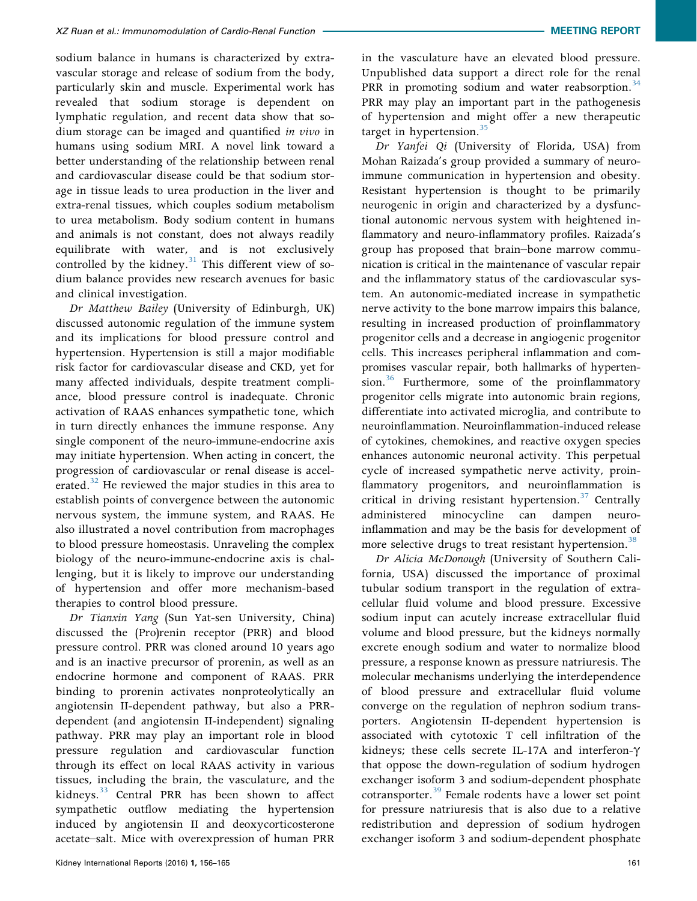sodium balance in humans is characterized by extravascular storage and release of sodium from the body, particularly skin and muscle. Experimental work has revealed that sodium storage is dependent on lymphatic regulation, and recent data show that sodium storage can be imaged and quantified *in vivo* in humans using sodium MRI. A novel link toward a better understanding of the relationship between renal and cardiovascular disease could be that sodium storage in tissue leads to urea production in the liver and extra-renal tissues, which couples sodium metabolism to urea metabolism. Body sodium content in humans and animals is not constant, does not always readily equilibrate with water, and is not exclusively controlled by the kidney.[31] This different view of sodium balance provides new research avenues for basic and clinical investigation.

*Dr Matthew Bailey* (University of Edinburgh, UK) discussed autonomic regulation of the immune system and its implications for blood pressure control and hypertension. Hypertension is still a major modifiable risk factor for cardiovascular disease and CKD, yet for many affected individuals, despite treatment compliance, blood pressure control is inadequate. Chronic activation of RAAS enhances sympathetic tone, which in turn directly enhances the immune response. Any single component of the neuro-immune-endocrine axis may initiate hypertension. When acting in concert, the progression of cardiovascular or renal disease is accelerated.[32] He reviewed the major studies in this area to establish points of convergence between the autonomic nervous system, the immune system, and RAAS. He also illustrated a novel contribution from macrophages to blood pressure homeostasis. Unraveling the complex biology of the neuro-immune-endocrine axis is challenging, but it is likely to improve our understanding of hypertension and offer more mechanism-based therapies to control blood pressure.

*Dr Tianxin Yang* (Sun Yat-sen University, China) discussed the (Pro)renin receptor (PRR) and blood pressure control. PRR was cloned around 10 years ago and is an inactive precursor of prorenin, as well as an endocrine hormone and component of RAAS. PRR binding to prorenin activates nonproteolytically an angiotensin II-dependent pathway, but also a PRR-dependent (and angiotensin II-independent) signaling pathway. PRR may play an important role in blood pressure regulation and cardiovascular function through its effect on local RAAS activity in various tissues, including the brain, the vasculature, and the kidneys.[33] Central PRR has been shown to affect sympathetic outflow mediating the hypertension induced by angiotensin II and deoxycorticosterone acetate–salt. Mice with overexpression of human PRR in the vasculature have an elevated blood pressure. Unpublished data support a direct role for the renal PRR in promoting sodium and water reabsorption.[34] PRR may play an important part in the pathogenesis of hypertension and might offer a new therapeutic target in hypertension.[35]

*Dr Yanfei Qi* (University of Florida, USA) from Mohan Raizada's group provided a summary of neuroimmune communication in hypertension and obesity. Resistant hypertension is thought to be primarily neurogenic in origin and characterized by a dysfunctional autonomic nervous system with heightened inflammatory and neuro-inflammatory profiles. Raizada's group has proposed that brain–bone marrow communication is critical in the maintenance of vascular repair and the inflammatory status of the cardiovascular system. An autonomic-mediated increase in sympathetic nerve activity to the bone marrow impairs this balance, resulting in increased production of proinflammatory progenitor cells and a decrease in angiogenic progenitor cells. This increases peripheral inflammation and compromises vascular repair, both hallmarks of hypertension.[36] Furthermore, some of the proinflammatory progenitor cells migrate into autonomic brain regions, differentiate into activated microglia, and contribute to neuroinflammation. Neuroinflammation-induced release of cytokines, chemokines, and reactive oxygen species enhances autonomic neuronal activity. This perpetual cycle of increased sympathetic nerve activity, proinflammatory progenitors, and neuroinflammation is critical in driving resistant hypertension.[37] Centrally administered minocycline can dampen neuroinflammation and may be the basis for development of more selective drugs to treat resistant hypertension.[38]

*Dr Alicia McDonough* (University of Southern California, USA) discussed the importance of proximal tubular sodium transport in the regulation of extracellular fluid volume and blood pressure. Excessive sodium input can acutely increase extracellular fluid volume and blood pressure, but the kidneys normally excrete enough sodium and water to normalize blood pressure, a response known as pressure natriuresis. The molecular mechanisms underlying the interdependence of blood pressure and extracellular fluid volume converge on the regulation of nephron sodium transporters. Angiotensin II-dependent hypertension is associated with cytotoxic T cell infiltration of the kidneys; these cells secrete IL-17A and interferon-γ that oppose the down-regulation of sodium hydrogen exchanger isoform 3 and sodium-dependent phosphate cotransporter.[39] Female rodents have a lower set point for pressure natriuresis that is also due to a relative redistribution and depression of sodium hydrogen exchanger isoform 3 and sodium-dependent phosphate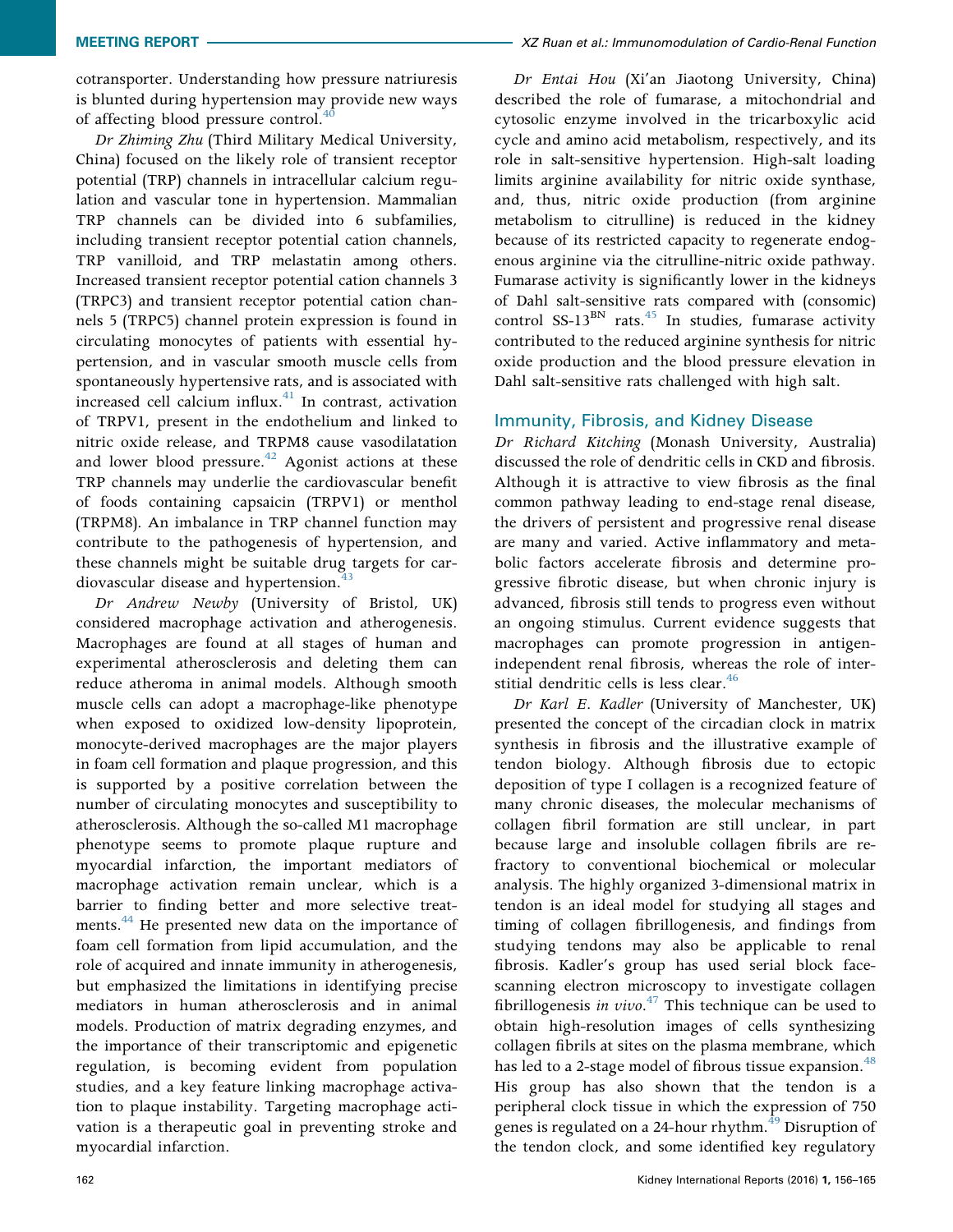cotransporter. Understanding how pressure natriuresis is blunted during hypertension may provide new ways of affecting blood pressure control.[40]

*Dr Zhiming Zhu* (Third Military Medical University, China) focused on the likely role of transient receptor potential (TRP) channels in intracellular calcium regulation and vascular tone in hypertension. Mammalian TRP channels can be divided into 6 subfamilies, including transient receptor potential cation channels, TRP vanilloid, and TRP melastatin among others. Increased transient receptor potential cation channels 3 (TRPC3) and transient receptor potential cation channels 5 (TRPC5) channel protein expression is found in circulating monocytes of patients with essential hypertension, and in vascular smooth muscle cells from spontaneously hypertensive rats, and is associated with increased cell calcium influx.[41] In contrast, activation of TRPV1, present in the endothelium and linked to nitric oxide release, and TRPM8 cause vasodilatation and lower blood pressure.[42] Agonist actions at these TRP channels may underlie the cardiovascular benefit of foods containing capsaicin (TRPV1) or menthol (TRPM8). An imbalance in TRP channel function may contribute to the pathogenesis of hypertension, and these channels might be suitable drug targets for cardiovascular disease and hypertension.[43]

*Dr Andrew Newby* (University of Bristol, UK) considered macrophage activation and atherogenesis. Macrophages are found at all stages of human and experimental atherosclerosis and deleting them can reduce atheroma in animal models. Although smooth muscle cells can adopt a macrophage-like phenotype when exposed to oxidized low-density lipoprotein, monocyte-derived macrophages are the major players in foam cell formation and plaque progression, and this is supported by a positive correlation between the number of circulating monocytes and susceptibility to atherosclerosis. Although the so-called M1 macrophage phenotype seems to promote plaque rupture and myocardial infarction, the important mediators of macrophage activation remain unclear, which is a barrier to finding better and more selective treatments.[44] He presented new data on the importance of foam cell formation from lipid accumulation, and the role of acquired and innate immunity in atherogenesis, but emphasized the limitations in identifying precise mediators in human atherosclerosis and in animal models. Production of matrix degrading enzymes, and the importance of their transcriptomic and epigenetic regulation, is becoming evident from population studies, and a key feature linking macrophage activation to plaque instability. Targeting macrophage activation is a therapeutic goal in preventing stroke and myocardial infarction.

*Dr Entai Hou* (Xi'an Jiaotong University, China) described the role of fumarase, a mitochondrial and cytosolic enzyme involved in the tricarboxylic acid cycle and amino acid metabolism, respectively, and its role in salt-sensitive hypertension. High-salt loading limits arginine availability for nitric oxide synthase, and, thus, nitric oxide production (from arginine metabolism to citrulline) is reduced in the kidney because of its restricted capacity to regenerate endogenous arginine via the citrulline-nitric oxide pathway. Fumarase activity is significantly lower in the kidneys of Dahl salt-sensitive rats compared with (consomic) control SS-13$^{BN}$ rats.[45] In studies, fumarase activity contributed to the reduced arginine synthesis for nitric oxide production and the blood pressure elevation in Dahl salt-sensitive rats challenged with high salt.

## Immunity, Fibrosis, and Kidney Disease

*Dr Richard Kitching* (Monash University, Australia) discussed the role of dendritic cells in CKD and fibrosis. Although it is attractive to view fibrosis as the final common pathway leading to end-stage renal disease, the drivers of persistent and progressive renal disease are many and varied. Active inflammatory and metabolic factors accelerate fibrosis and determine progressive fibrotic disease, but when chronic injury is advanced, fibrosis still tends to progress even without an ongoing stimulus. Current evidence suggests that macrophages can promote progression in antigen-independent renal fibrosis, whereas the role of interstitial dendritic cells is less clear.[46]

*Dr Karl E. Kadler* (University of Manchester, UK) presented the concept of the circadian clock in matrix synthesis in fibrosis and the illustrative example of tendon biology. Although fibrosis due to ectopic deposition of type I collagen is a recognized feature of many chronic diseases, the molecular mechanisms of collagen fibril formation are still unclear, in part because large and insoluble collagen fibrils are refractory to conventional biochemical or molecular analysis. The highly organized 3-dimensional matrix in tendon is an ideal model for studying all stages and timing of collagen fibrillogenesis, and findings from studying tendons may also be applicable to renal fibrosis. Kadler's group has used serial block face-scanning electron microscopy to investigate collagen fibrillogenesis *in vivo*.[47] This technique can be used to obtain high-resolution images of cells synthesizing collagen fibrils at sites on the plasma membrane, which has led to a 2-stage model of fibrous tissue expansion.[48] His group has also shown that the tendon is a peripheral clock tissue in which the expression of 750 genes is regulated on a 24-hour rhythm.[49] Disruption of the tendon clock, and some identified key regulatory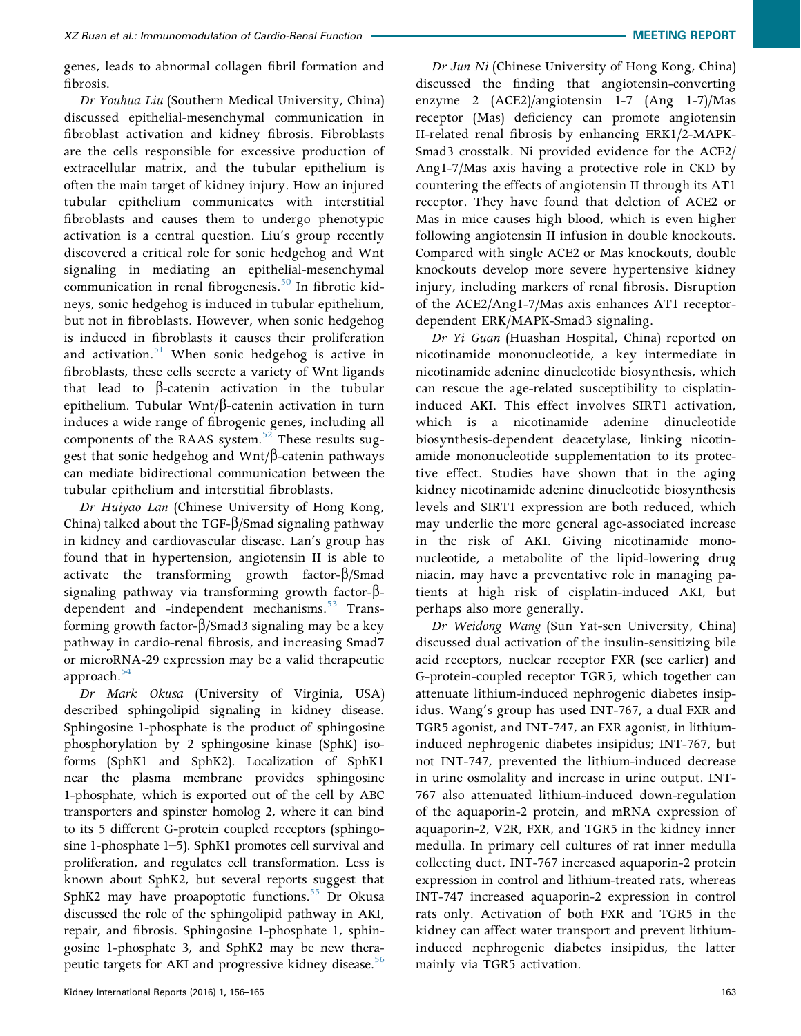genes, leads to abnormal collagen fibril formation and fibrosis.

*Dr Youhua Liu* (Southern Medical University, China) discussed epithelial-mesenchymal communication in fibroblast activation and kidney fibrosis. Fibroblasts are the cells responsible for excessive production of extracellular matrix, and the tubular epithelium is often the main target of kidney injury. How an injured tubular epithelium communicates with interstitial fibroblasts and causes them to undergo phenotypic activation is a central question. Liu's group recently discovered a critical role for sonic hedgehog and Wnt signaling in mediating an epithelial-mesenchymal communication in renal fibrogenesis.[50] In fibrotic kidneys, sonic hedgehog is induced in tubular epithelium, but not in fibroblasts. However, when sonic hedgehog is induced in fibroblasts it causes their proliferation and activation.[51] When sonic hedgehog is active in fibroblasts, these cells secrete a variety of Wnt ligands that lead to β-catenin activation in the tubular epithelium. Tubular Wnt/β-catenin activation in turn induces a wide range of fibrogenic genes, including all components of the RAAS system.[52] These results suggest that sonic hedgehog and Wnt/β-catenin pathways can mediate bidirectional communication between the tubular epithelium and interstitial fibroblasts.

*Dr Huiyao Lan* (Chinese University of Hong Kong, China) talked about the TGF-β/Smad signaling pathway in kidney and cardiovascular disease. Lan's group has found that in hypertension, angiotensin II is able to activate the transforming growth factor-β/Smad signaling pathway via transforming growth factor-β-dependent and -independent mechanisms.[53] Transforming growth factor-β/Smad3 signaling may be a key pathway in cardio-renal fibrosis, and increasing Smad7 or microRNA-29 expression may be a valid therapeutic approach.[54]

*Dr Mark Okusa* (University of Virginia, USA) described sphingolipid signaling in kidney disease. Sphingosine 1-phosphate is the product of sphingosine phosphorylation by 2 sphingosine kinase (SphK) isoforms (SphK1 and SphK2). Localization of SphK1 near the plasma membrane provides sphingosine 1-phosphate, which is exported out of the cell by ABC transporters and spinster homolog 2, where it can bind to its 5 different G-protein coupled receptors (sphingosine 1-phosphate 1–5). SphK1 promotes cell survival and proliferation, and regulates cell transformation. Less is known about SphK2, but several reports suggest that SphK2 may have proapoptotic functions.[55] Dr Okusa discussed the role of the sphingolipid pathway in AKI, repair, and fibrosis. Sphingosine 1-phosphate 1, sphingosine 1-phosphate 3, and SphK2 may be new therapeutic targets for AKI and progressive kidney disease.[56]

*Dr Jun Ni* (Chinese University of Hong Kong, China) discussed the finding that angiotensin-converting enzyme 2 (ACE2)/angiotensin 1-7 (Ang 1-7)/Mas receptor (Mas) deficiency can promote angiotensin II-related renal fibrosis by enhancing ERK1/2-MAPK-Smad3 crosstalk. Ni provided evidence for the ACE2/Ang1-7/Mas axis having a protective role in CKD by countering the effects of angiotensin II through its AT1 receptor. They have found that deletion of ACE2 or Mas in mice causes high blood, which is even higher following angiotensin II infusion in double knockouts. Compared with single ACE2 or Mas knockouts, double knockouts develop more severe hypertensive kidney injury, including markers of renal fibrosis. Disruption of the ACE2/Ang1-7/Mas axis enhances AT1 receptor-dependent ERK/MAPK-Smad3 signaling.

*Dr Yi Guan* (Huashan Hospital, China) reported on nicotinamide mononucleotide, a key intermediate in nicotinamide adenine dinucleotide biosynthesis, which can rescue the age-related susceptibility to cisplatin-induced AKI. This effect involves SIRT1 activation, which is a nicotinamide adenine dinucleotide biosynthesis-dependent deacetylase, linking nicotinamide mononucleotide supplementation to its protective effect. Studies have shown that in the aging kidney nicotinamide adenine dinucleotide biosynthesis levels and SIRT1 expression are both reduced, which may underlie the more general age-associated increase in the risk of AKI. Giving nicotinamide mononucleotide, a metabolite of the lipid-lowering drug niacin, may have a preventative role in managing patients at high risk of cisplatin-induced AKI, but perhaps also more generally.

*Dr Weidong Wang* (Sun Yat-sen University, China) discussed dual activation of the insulin-sensitizing bile acid receptors, nuclear receptor FXR (see earlier) and G-protein-coupled receptor TGR5, which together can attenuate lithium-induced nephrogenic diabetes insipidus. Wang's group has used INT-767, a dual FXR and TGR5 agonist, and INT-747, an FXR agonist, in lithium-induced nephrogenic diabetes insipidus; INT-767, but not INT-747, prevented the lithium-induced decrease in urine osmolality and increase in urine output. INT-767 also attenuated lithium-induced down-regulation of the aquaporin-2 protein, and mRNA expression of aquaporin-2, V2R, FXR, and TGR5 in the kidney inner medulla. In primary cell cultures of rat inner medulla collecting duct, INT-767 increased aquaporin-2 protein expression in control and lithium-treated rats, whereas INT-747 increased aquaporin-2 expression in control rats only. Activation of both FXR and TGR5 in the kidney can affect water transport and prevent lithium-induced nephrogenic diabetes insipidus, the latter mainly via TGR5 activation.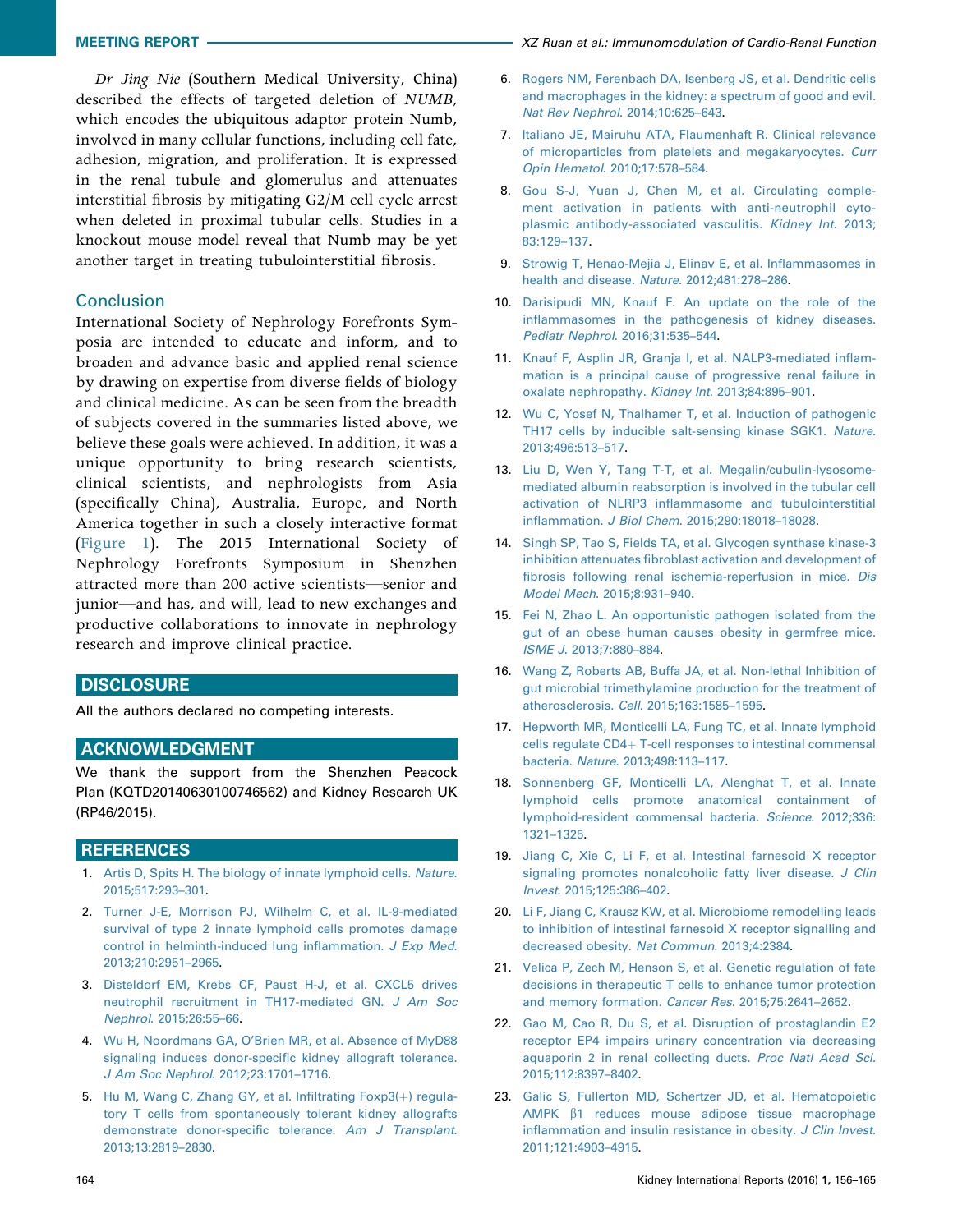*Dr Jing Nie* (Southern Medical University, China) described the effects of targeted deletion of *NUMB*, which encodes the ubiquitous adaptor protein Numb, involved in many cellular functions, including cell fate, adhesion, migration, and proliferation. It is expressed in the renal tubule and glomerulus and attenuates interstitial fibrosis by mitigating G2/M cell cycle arrest when deleted in proximal tubular cells. Studies in a knockout mouse model reveal that Numb may be yet another target in treating tubulointerstitial fibrosis.

## Conclusion

International Society of Nephrology Forefronts Symposia are intended to educate and inform, and to broaden and advance basic and applied renal science by drawing on expertise from diverse fields of biology and clinical medicine. As can be seen from the breadth of subjects covered in the summaries listed above, we believe these goals were achieved. In addition, it was a unique opportunity to bring research scientists, clinical scientists, and nephrologists from Asia (specifically China), Australia, Europe, and North America together in such a closely interactive format (Figure 1). The 2015 International Society of Nephrology Forefronts Symposium in Shenzhen attracted more than 200 active scientists—senior and junior—and has, and will, lead to new exchanges and productive collaborations to innovate in nephrology research and improve clinical practice.

## DISCLOSURE

All the authors declared no competing interests.

## ACKNOWLEDGMENT

We thank the support from the Shenzhen Peacock Plan (KQTD20140630100746562) and Kidney Research UK (RP46/2015).

## REFERENCES

1. Artis D, Spits H. The biology of innate lymphoid cells. *Nature*. 2015;517:293–301.
2. Turner J-E, Morrison PJ, Wilhelm C, et al. IL-9-mediated survival of type 2 innate lymphoid cells promotes damage control in helminth-induced lung inflammation. *J Exp Med*. 2013;210:2951–2965.
3. Disteldorf EM, Krebs CF, Paust H-J, et al. CXCL5 drives neutrophil recruitment in TH17-mediated GN. *J Am Soc Nephrol*. 2015;26:55–66.
4. Wu H, Noordmans GA, O'Brien MR, et al. Absence of MyD88 signaling induces donor-specific kidney allograft tolerance. *J Am Soc Nephrol*. 2012;23:1701–1716.
5. Hu M, Wang C, Zhang GY, et al. Infiltrating Foxp3(+) regulatory T cells from spontaneously tolerant kidney allografts demonstrate donor-specific tolerance. *Am J Transplant*. 2013;13:2819–2830.
6. Rogers NM, Ferenbach DA, Isenberg JS, et al. Dendritic cells and macrophages in the kidney: a spectrum of good and evil. *Nat Rev Nephrol*. 2014;10:625–643.
7. Italiano JE, Mairuhu ATA, Flaumenhaft R. Clinical relevance of microparticles from platelets and megakaryocytes. *Curr Opin Hematol*. 2010;17:578–584.
8. Gou S-J, Yuan J, Chen M, et al. Circulating complement activation in patients with anti-neutrophil cytoplasmic antibody-associated vasculitis. *Kidney Int*. 2013;83:129–137.
9. Strowig T, Henao-Mejia J, Elinav E, et al. Inflammasomes in health and disease. *Nature*. 2012;481:278–286.
10. Darisipudi MN, Knauf F. An update on the role of the inflammasomes in the pathogenesis of kidney diseases. *Pediatr Nephrol*. 2016;31:535–544.
11. Knauf F, Asplin JR, Granja I, et al. NALP3-mediated inflammation is a principal cause of progressive renal failure in oxalate nephropathy. *Kidney Int*. 2013;84:895–901.
12. Wu C, Yosef N, Thalhamer T, et al. Induction of pathogenic TH17 cells by inducible salt-sensing kinase SGK1. *Nature*. 2013;496:513–517.
13. Liu D, Wen Y, Tang T-T, et al. Megalin/cubulin-lysosome-mediated albumin reabsorption is involved in the tubular cell activation of NLRP3 inflammasome and tubulointerstitial inflammation. *J Biol Chem*. 2015;290:18018–18028.
14. Singh SP, Tao S, Fields TA, et al. Glycogen synthase kinase-3 inhibition attenuates fibroblast activation and development of fibrosis following renal ischemia-reperfusion in mice. *Dis Model Mech*. 2015;8:931–940.
15. Fei N, Zhao L. An opportunistic pathogen isolated from the gut of an obese human causes obesity in germfree mice. *ISME J*. 2013;7:880–884.
16. Wang Z, Roberts AB, Buffa JA, et al. Non-lethal Inhibition of gut microbial trimethylamine production for the treatment of atherosclerosis. *Cell*. 2015;163:1585–1595.
17. Hepworth MR, Monticelli LA, Fung TC, et al. Innate lymphoid cells regulate CD4+ T-cell responses to intestinal commensal bacteria. *Nature*. 2013;498:113–117.
18. Sonnenberg GF, Monticelli LA, Alenghat T, et al. Innate lymphoid cells promote anatomical containment of lymphoid-resident commensal bacteria. *Science*. 2012;336:1321–1325.
19. Jiang C, Xie C, Li F, et al. Intestinal farnesoid X receptor signaling promotes nonalcoholic fatty liver disease. *J Clin Invest*. 2015;125:386–402.
20. Li F, Jiang C, Krausz KW, et al. Microbiome remodelling leads to inhibition of intestinal farnesoid X receptor signalling and decreased obesity. *Nat Commun*. 2013;4:2384.
21. Velica P, Zech M, Henson S, et al. Genetic regulation of fate decisions in therapeutic T cells to enhance tumor protection and memory formation. *Cancer Res*. 2015;75:2641–2652.
22. Gao M, Cao R, Du S, et al. Disruption of prostaglandin E2 receptor EP4 impairs urinary concentration via decreasing aquaporin 2 in renal collecting ducts. *Proc Natl Acad Sci*. 2015;112:8397–8402.
23. Galic S, Fullerton MD, Schertzer JD, et al. Hematopoietic AMPK β1 reduces mouse adipose tissue macrophage inflammation and insulin resistance in obesity. *J Clin Invest*. 2011;121:4903–4915.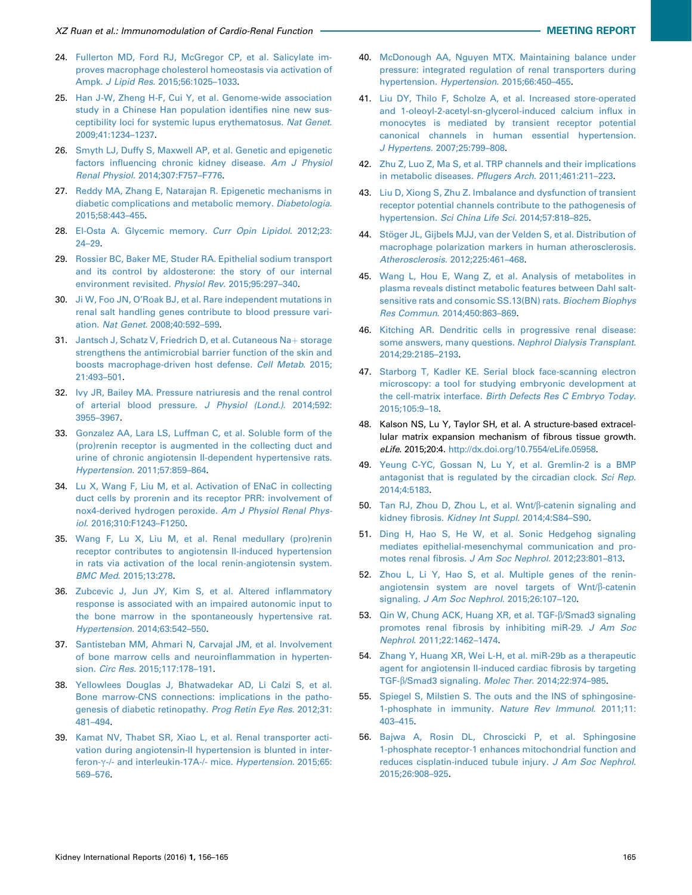24. Fullerton MD, Ford RJ, McGregor CP, et al. Salicylate improves macrophage cholesterol homeostasis via activation of Ampk. *J Lipid Res*. 2015;56:1025–1033.
25. Han J-W, Zheng H-F, Cui Y, et al. Genome-wide association study in a Chinese Han population identifies nine new susceptibility loci for systemic lupus erythematosus. *Nat Genet*. 2009;41:1234–1237.
26. Smyth LJ, Duffy S, Maxwell AP, et al. Genetic and epigenetic factors influencing chronic kidney disease. *Am J Physiol Renal Physiol*. 2014;307:F757–F776.
27. Reddy MA, Zhang E, Natarajan R. Epigenetic mechanisms in diabetic complications and metabolic memory. *Diabetologia*. 2015;58:443–455.
28. El-Osta A. Glycemic memory. *Curr Opin Lipidol*. 2012;23:24–29.
29. Rossier BC, Baker ME, Studer RA. Epithelial sodium transport and its control by aldosterone: the story of our internal environment revisited. *Physiol Rev*. 2015;95:297–340.
30. Ji W, Foo JN, O'Roak BJ, et al. Rare independent mutations in renal salt handling genes contribute to blood pressure variation. *Nat Genet*. 2008;40:592–599.
31. Jantsch J, Schatz V, Friedrich D, et al. Cutaneous Na+ storage strengthens the antimicrobial barrier function of the skin and boosts macrophage-driven host defense. *Cell Metab*. 2015;21:493–501.
32. Ivy JR, Bailey MA. Pressure natriuresis and the renal control of arterial blood pressure. *J Physiol (Lond.)*. 2014;592:3955–3967.
33. Gonzalez AA, Lara LS, Luffman C, et al. Soluble form of the (pro)renin receptor is augmented in the collecting duct and urine of chronic angiotensin II-dependent hypertensive rats. *Hypertension*. 2011;57:859–864.
34. Lu X, Wang F, Liu M, et al. Activation of ENaC in collecting duct cells by prorenin and its receptor PRR: involvement of nox4-derived hydrogen peroxide. *Am J Physiol Renal Physiol*. 2016;310:F1243–F1250.
35. Wang F, Lu X, Liu M, et al. Renal medullary (pro)renin receptor contributes to angiotensin II-induced hypertension in rats via activation of the local renin-angiotensin system. *BMC Med*. 2015;13:278.
36. Zubcevic J, Jun JY, Kim S, et al. Altered inflammatory response is associated with an impaired autonomic input to the bone marrow in the spontaneously hypertensive rat. *Hypertension*. 2014;63:542–550.
37. Santisteban MM, Ahmari N, Carvajal JM, et al. Involvement of bone marrow cells and neuroinflammation in hypertension. *Circ Res*. 2015;117:178–191.
38. Yellowlees Douglas J, Bhatwadekar AD, Li Calzi S, et al. Bone marrow-CNS connections: implications in the pathogenesis of diabetic retinopathy. *Prog Retin Eye Res*. 2012;31:481–494.
39. Kamat NV, Thabet SR, Xiao L, et al. Renal transporter activation during angiotensin-II hypertension is blunted in interferon-γ-/- and interleukin-17A-/- mice. *Hypertension*. 2015;65:569–576.
40. McDonough AA, Nguyen MTX. Maintaining balance under pressure: integrated regulation of renal transporters during hypertension. *Hypertension*. 2015;66:450–455.
41. Liu DY, Thilo F, Scholze A, et al. Increased store-operated and 1-oleoyl-2-acetyl-sn-glycerol-induced calcium influx in monocytes is mediated by transient receptor potential canonical channels in human essential hypertension. *J Hypertens*. 2007;25:799–808.
42. Zhu Z, Luo Z, Ma S, et al. TRP channels and their implications in metabolic diseases. *Pflugers Arch*. 2011;461:211–223.
43. Liu D, Xiong S, Zhu Z. Imbalance and dysfunction of transient receptor potential channels contribute to the pathogenesis of hypertension. *Sci China Life Sci*. 2014;57:818–825.
44. Stöger JL, Gijbels MJJ, van der Velden S, et al. Distribution of macrophage polarization markers in human atherosclerosis. *Atherosclerosis*. 2012;225:461–468.
45. Wang L, Hou E, Wang Z, et al. Analysis of metabolites in plasma reveals distinct metabolic features between Dahl salt-sensitive rats and consomic SS.13(BN) rats. *Biochem Biophys Res Commun*. 2014;450:863–869.
46. Kitching AR. Dendritic cells in progressive renal disease: some answers, many questions. *Nephrol Dialysis Transplant*. 2014;29:2185–2193.
47. Starborg T, Kadler KE. Serial block face-scanning electron microscopy: a tool for studying embryonic development at the cell-matrix interface. *Birth Defects Res C Embryo Today*. 2015;105:9–18.
48. Kalson NS, Lu Y, Taylor SH, et al. A structure-based extracellular matrix expansion mechanism of fibrous tissue growth. *eLife*. 2015;20:4. http://dx.doi.org/10.7554/eLife.05958.
49. Yeung C-YC, Gossan N, Lu Y, et al. Gremlin-2 is a BMP antagonist that is regulated by the circadian clock. *Sci Rep*. 2014;4:5183.
50. Tan RJ, Zhou D, Zhou L, et al. Wnt/β-catenin signaling and kidney fibrosis. *Kidney Int Suppl*. 2014;4:S84–S90.
51. Ding H, Hao S, He W, et al. Sonic Hedgehog signaling mediates epithelial-mesenchymal communication and promotes renal fibrosis. *J Am Soc Nephrol*. 2012;23:801–813.
52. Zhou L, Li Y, Hao S, et al. Multiple genes of the renin-angiotensin system are novel targets of Wnt/β-catenin signaling. *J Am Soc Nephrol*. 2015;26:107–120.
53. Qin W, Chung ACK, Huang XR, et al. TGF-β/Smad3 signaling promotes renal fibrosis by inhibiting miR-29. *J Am Soc Nephrol*. 2011;22:1462–1474.
54. Zhang Y, Huang XR, Wei L-H, et al. miR-29b as a therapeutic agent for angiotensin II-induced cardiac fibrosis by targeting TGF-β/Smad3 signaling. *Molec Ther*. 2014;22:974–985.
55. Spiegel S, Milstien S. The outs and the INS of sphingosine-1-phosphate in immunity. *Nature Rev Immunol*. 2011;11:403–415.
56. Bajwa A, Rosin DL, Chroscicki P, et al. Sphingosine 1-phosphate receptor-1 enhances mitochondrial function and reduces cisplatin-induced tubule injury. *J Am Soc Nephrol*. 2015;26:908–925.